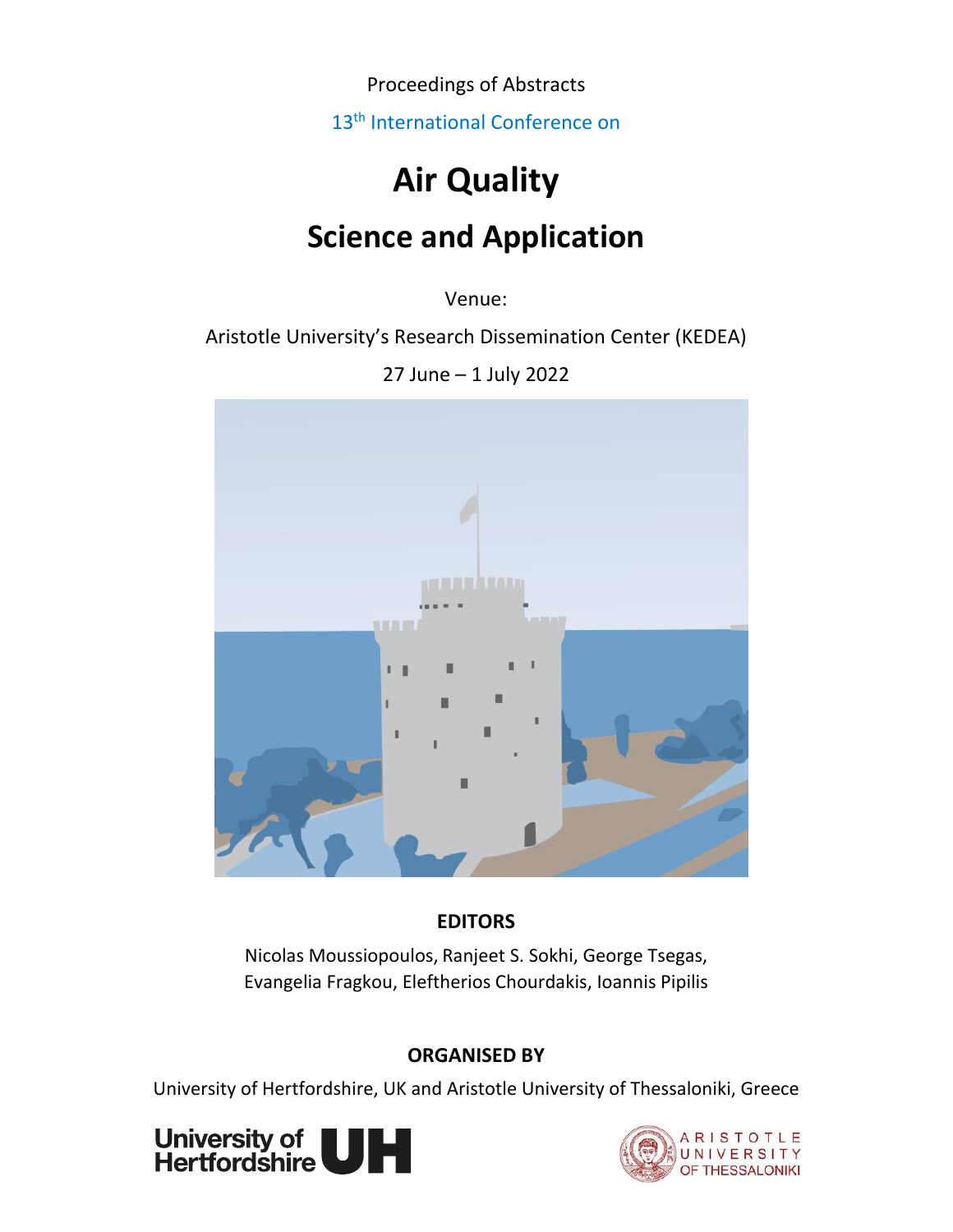Proceedings of Abstracts

13th International Conference on

# Air Quality

# Science and Application

Venue:

Aristotle University's Research Dissemination Center (KEDEA)

27 June – 1 July 2022

**EDITORS**

Nicolas Moussiopoulos, Ranjeet S. Sokhi, George Tsegas, Evangelia Fragkou, Eleftherios Chourdakis, Ioannis Pipilis

**ORGANISED BY**

University of Hertfordshire, UK and Aristotle University of Thessaloniki, Greece

University of Hertfordshire UH

ARISTOTLE UNIVERSITY OF THESSALONIKI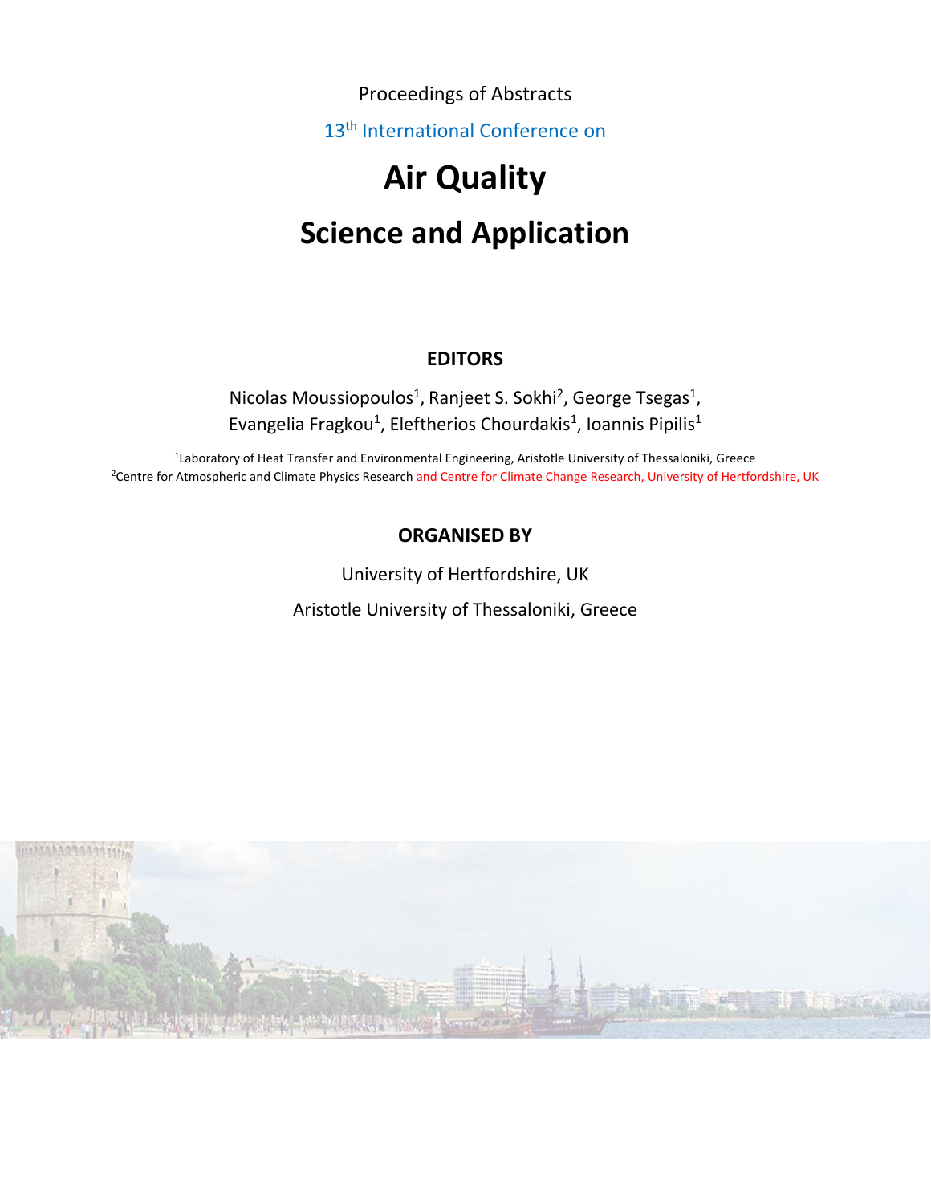Proceedings of Abstracts

13th International Conference on

# Air Quality

# Science and Application

**EDITORS**

Nicolas Moussiopoulos[1], Ranjeet S. Sokhi[2], George Tsegas[1], Evangelia Fragkou[1], Eleftherios Chourdakis[1], Ioannis Pipilis[1]

[1]Laboratory of Heat Transfer and Environmental Engineering, Aristotle University of Thessaloniki, Greece
[2]Centre for Atmospheric and Climate Physics Research and Centre for Climate Change Research, University of Hertfordshire, UK

**ORGANISED BY**

University of Hertfordshire, UK

Aristotle University of Thessaloniki, Greece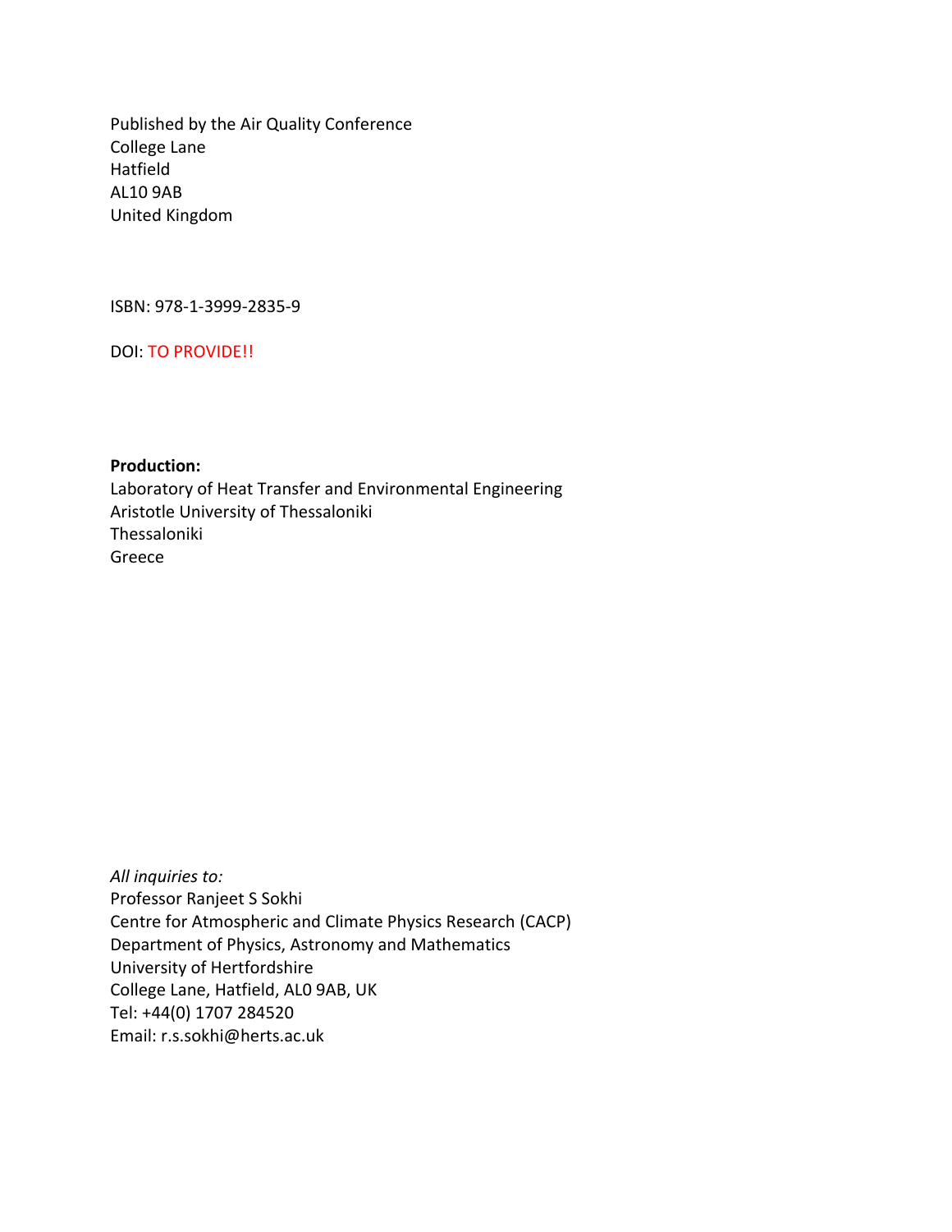Published by the Air Quality Conference
College Lane
Hatfield
AL10 9AB
United Kingdom

ISBN: 978-1-3999-2835-9

DOI: TO PROVIDE!!

**Production:**
Laboratory of Heat Transfer and Environmental Engineering
Aristotle University of Thessaloniki
Thessaloniki
Greece

*All inquiries to:*
Professor Ranjeet S Sokhi
Centre for Atmospheric and Climate Physics Research (CACP)
Department of Physics, Astronomy and Mathematics
University of Hertfordshire
College Lane, Hatfield, AL0 9AB, UK
Tel: +44(0) 1707 284520
Email: r.s.sokhi@herts.ac.uk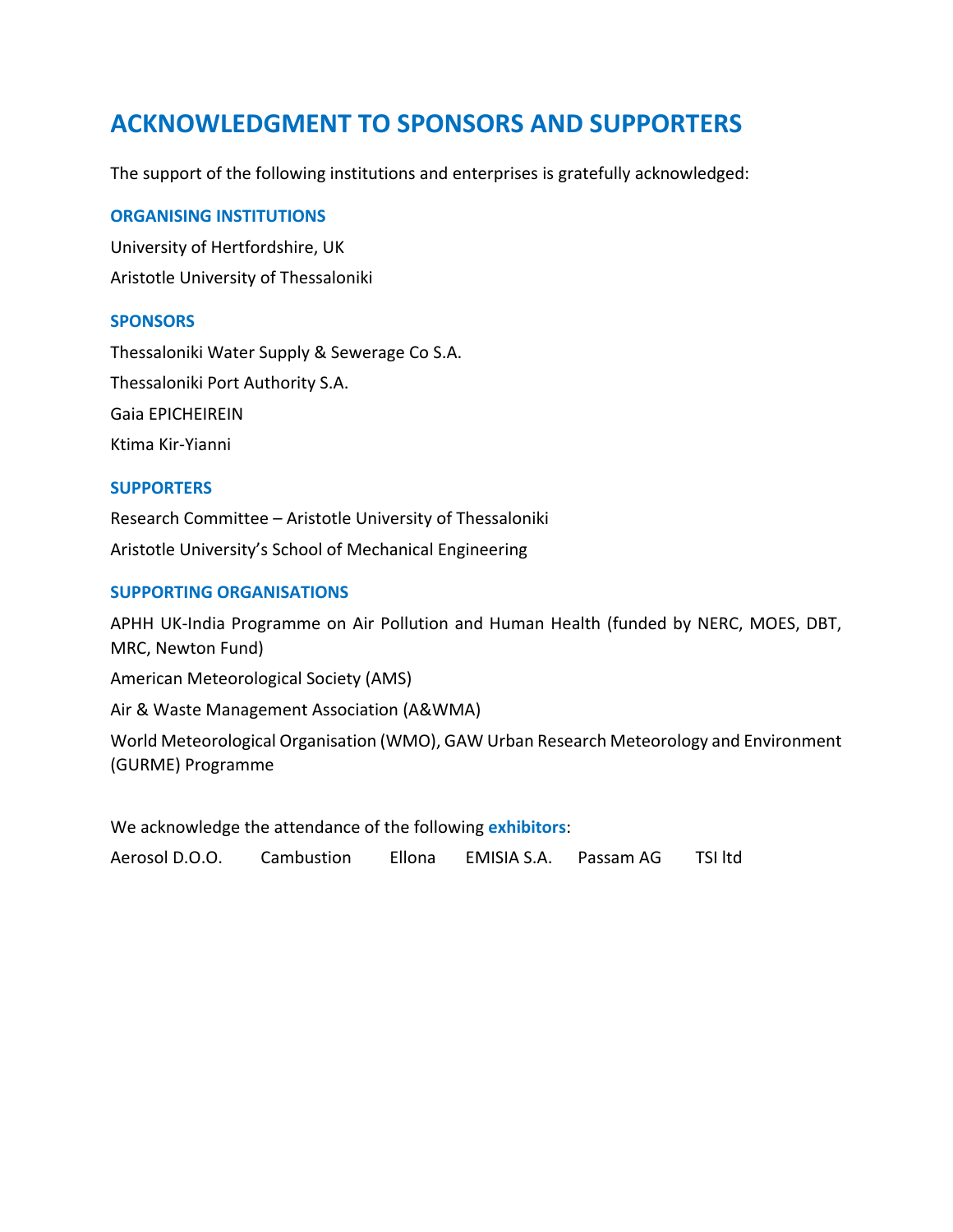# ACKNOWLEDGMENT TO SPONSORS AND SUPPORTERS

The support of the following institutions and enterprises is gratefully acknowledged:

### ORGANISING INSTITUTIONS

University of Hertfordshire, UK

Aristotle University of Thessaloniki

### SPONSORS

Thessaloniki Water Supply & Sewerage Co S.A.

Thessaloniki Port Authority S.A.

Gaia EPICHEIREIN

Ktima Kir-Yianni

### SUPPORTERS

Research Committee – Aristotle University of Thessaloniki

Aristotle University's School of Mechanical Engineering

### SUPPORTING ORGANISATIONS

APHH UK-India Programme on Air Pollution and Human Health (funded by NERC, MOES, DBT, MRC, Newton Fund)

American Meteorological Society (AMS)

Air & Waste Management Association (A&WMA)

World Meteorological Organisation (WMO), GAW Urban Research Meteorology and Environment (GURME) Programme

We acknowledge the attendance of the following **exhibitors**:

Aerosol D.O.O. Cambustion Ellona EMISIA S.A. Passam AG TSI ltd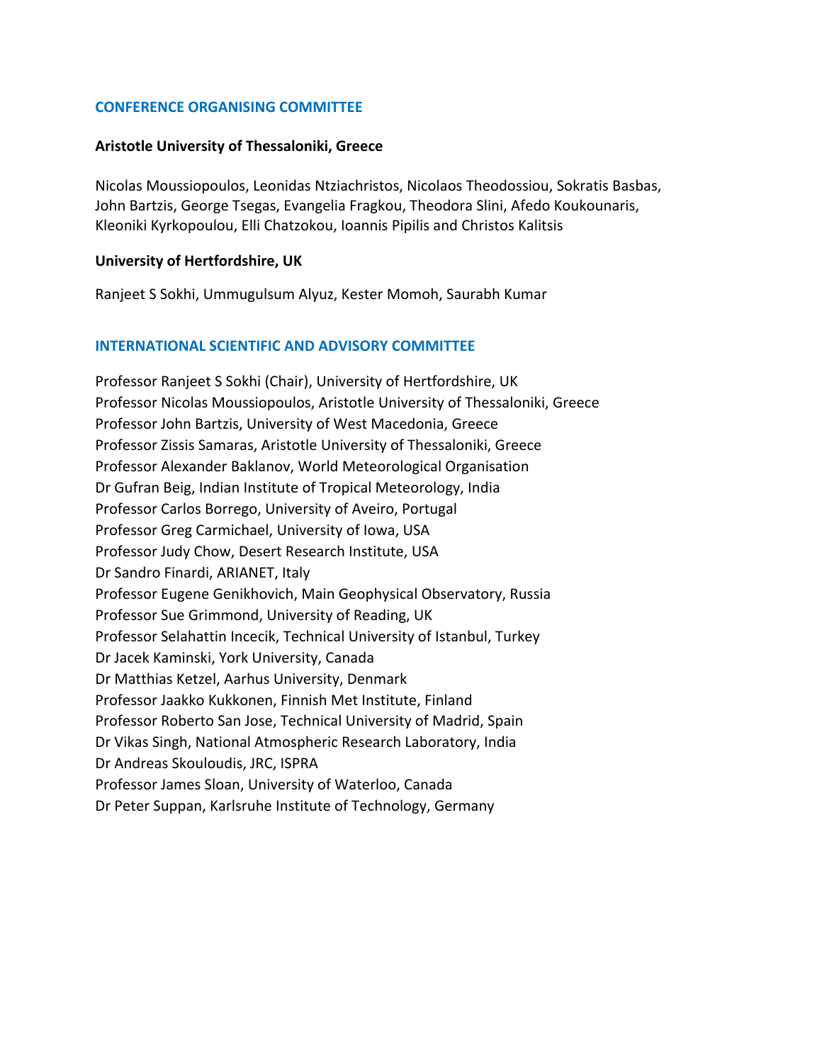## CONFERENCE ORGANISING COMMITTEE

**Aristotle University of Thessaloniki, Greece**

Nicolas Moussiopoulos, Leonidas Ntziachristos, Nicolaos Theodossiou, Sokratis Basbas, John Bartzis, George Tsegas, Evangelia Fragkou, Theodora Slini, Afedo Koukounaris, Kleoniki Kyrkopoulou, Elli Chatzokou, Ioannis Pipilis and Christos Kalitsis

**University of Hertfordshire, UK**

Ranjeet S Sokhi, Ummugulsum Alyuz, Kester Momoh, Saurabh Kumar

## INTERNATIONAL SCIENTIFIC AND ADVISORY COMMITTEE

Professor Ranjeet S Sokhi (Chair), University of Hertfordshire, UK
Professor Nicolas Moussiopoulos, Aristotle University of Thessaloniki, Greece
Professor John Bartzis, University of West Macedonia, Greece
Professor Zissis Samaras, Aristotle University of Thessaloniki, Greece
Professor Alexander Baklanov, World Meteorological Organisation
Dr Gufran Beig, Indian Institute of Tropical Meteorology, India
Professor Carlos Borrego, University of Aveiro, Portugal
Professor Greg Carmichael, University of Iowa, USA
Professor Judy Chow, Desert Research Institute, USA
Dr Sandro Finardi, ARIANET, Italy
Professor Eugene Genikhovich, Main Geophysical Observatory, Russia
Professor Sue Grimmond, University of Reading, UK
Professor Selahattin Incecik, Technical University of Istanbul, Turkey
Dr Jacek Kaminski, York University, Canada
Dr Matthias Ketzel, Aarhus University, Denmark
Professor Jaakko Kukkonen, Finnish Met Institute, Finland
Professor Roberto San Jose, Technical University of Madrid, Spain
Dr Vikas Singh, National Atmospheric Research Laboratory, India
Dr Andreas Skouloudis, JRC, ISPRA
Professor James Sloan, University of Waterloo, Canada
Dr Peter Suppan, Karlsruhe Institute of Technology, Germany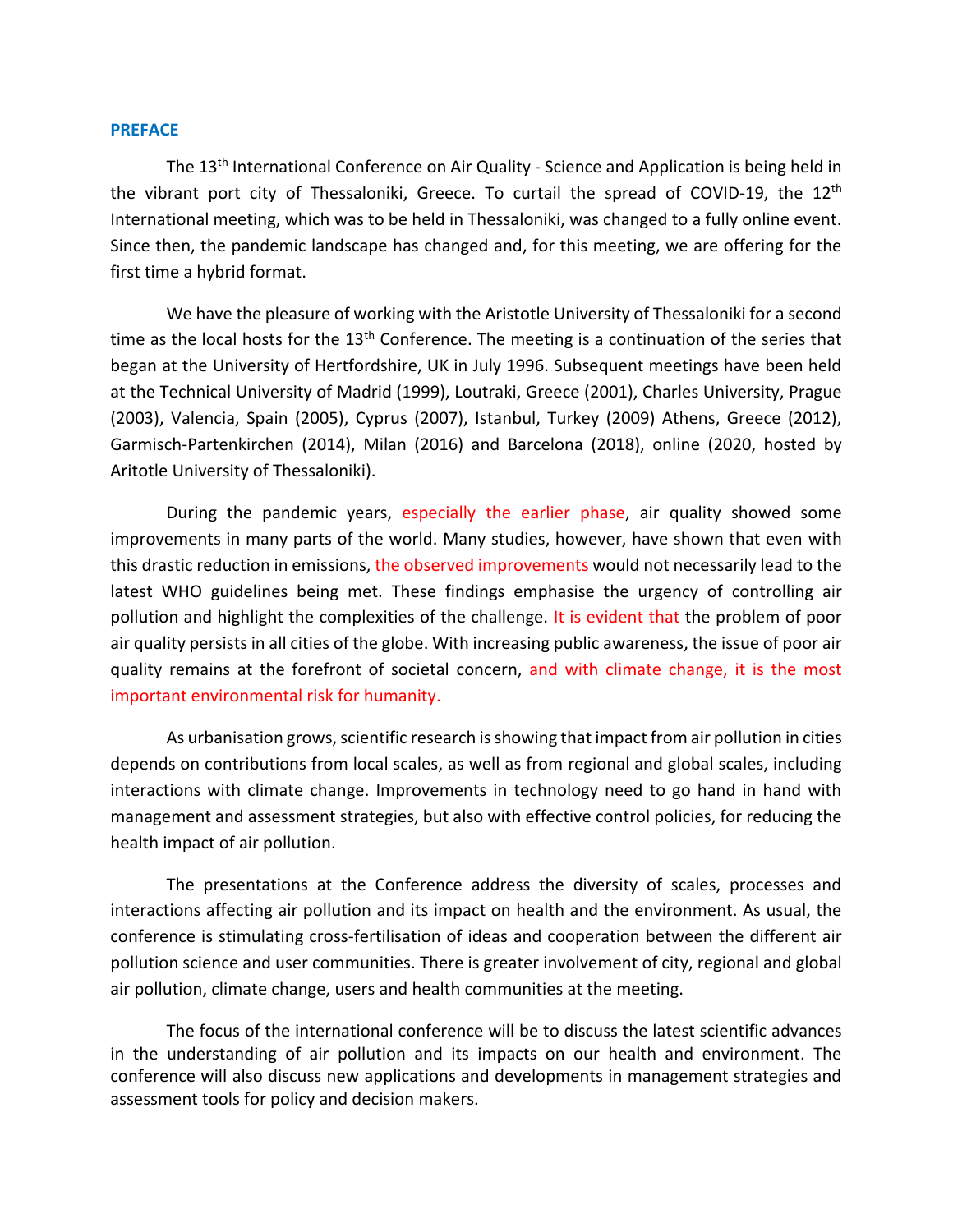## PREFACE

The 13th International Conference on Air Quality - Science and Application is being held in the vibrant port city of Thessaloniki, Greece. To curtail the spread of COVID-19, the 12th International meeting, which was to be held in Thessaloniki, was changed to a fully online event. Since then, the pandemic landscape has changed and, for this meeting, we are offering for the first time a hybrid format.

We have the pleasure of working with the Aristotle University of Thessaloniki for a second time as the local hosts for the 13th Conference. The meeting is a continuation of the series that began at the University of Hertfordshire, UK in July 1996. Subsequent meetings have been held at the Technical University of Madrid (1999), Loutraki, Greece (2001), Charles University, Prague (2003), Valencia, Spain (2005), Cyprus (2007), Istanbul, Turkey (2009) Athens, Greece (2012), Garmisch-Partenkirchen (2014), Milan (2016) and Barcelona (2018), online (2020, hosted by Aritotle University of Thessaloniki).

During the pandemic years, especially the earlier phase, air quality showed some improvements in many parts of the world. Many studies, however, have shown that even with this drastic reduction in emissions, the observed improvements would not necessarily lead to the latest WHO guidelines being met. These findings emphasise the urgency of controlling air pollution and highlight the complexities of the challenge. It is evident that the problem of poor air quality persists in all cities of the globe. With increasing public awareness, the issue of poor air quality remains at the forefront of societal concern, and with climate change, it is the most important environmental risk for humanity.

As urbanisation grows, scientific research is showing that impact from air pollution in cities depends on contributions from local scales, as well as from regional and global scales, including interactions with climate change. Improvements in technology need to go hand in hand with management and assessment strategies, but also with effective control policies, for reducing the health impact of air pollution.

The presentations at the Conference address the diversity of scales, processes and interactions affecting air pollution and its impact on health and the environment. As usual, the conference is stimulating cross-fertilisation of ideas and cooperation between the different air pollution science and user communities. There is greater involvement of city, regional and global air pollution, climate change, users and health communities at the meeting.

The focus of the international conference will be to discuss the latest scientific advances in the understanding of air pollution and its impacts on our health and environment. The conference will also discuss new applications and developments in management strategies and assessment tools for policy and decision makers.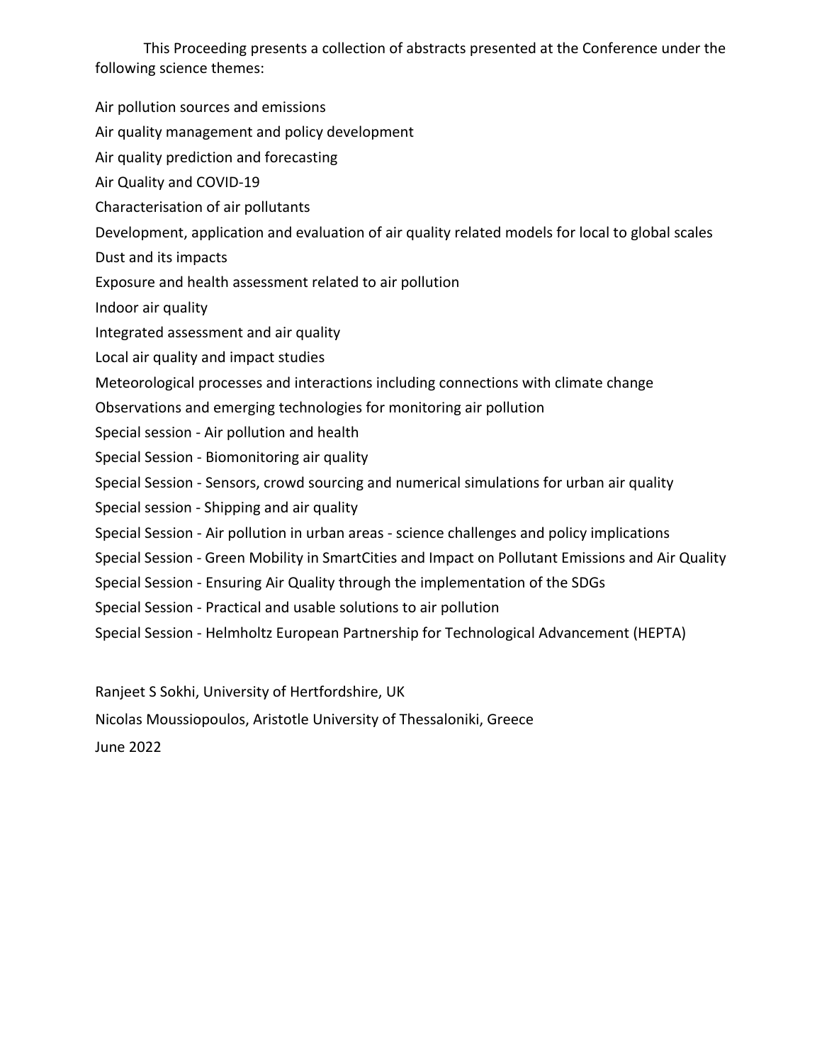This Proceeding presents a collection of abstracts presented at the Conference under the following science themes:

Air pollution sources and emissions

Air quality management and policy development

Air quality prediction and forecasting

Air Quality and COVID-19

Characterisation of air pollutants

Development, application and evaluation of air quality related models for local to global scales

Dust and its impacts

Exposure and health assessment related to air pollution

Indoor air quality

Integrated assessment and air quality

Local air quality and impact studies

Meteorological processes and interactions including connections with climate change

Observations and emerging technologies for monitoring air pollution

Special session - Air pollution and health

Special Session - Biomonitoring air quality

Special Session - Sensors, crowd sourcing and numerical simulations for urban air quality

Special session - Shipping and air quality

Special Session - Air pollution in urban areas - science challenges and policy implications

Special Session - Green Mobility in SmartCities and Impact on Pollutant Emissions and Air Quality

Special Session - Ensuring Air Quality through the implementation of the SDGs

Special Session - Practical and usable solutions to air pollution

Special Session - Helmholtz European Partnership for Technological Advancement (HEPTA)

Ranjeet S Sokhi, University of Hertfordshire, UK

Nicolas Moussiopoulos, Aristotle University of Thessaloniki, Greece

June 2022